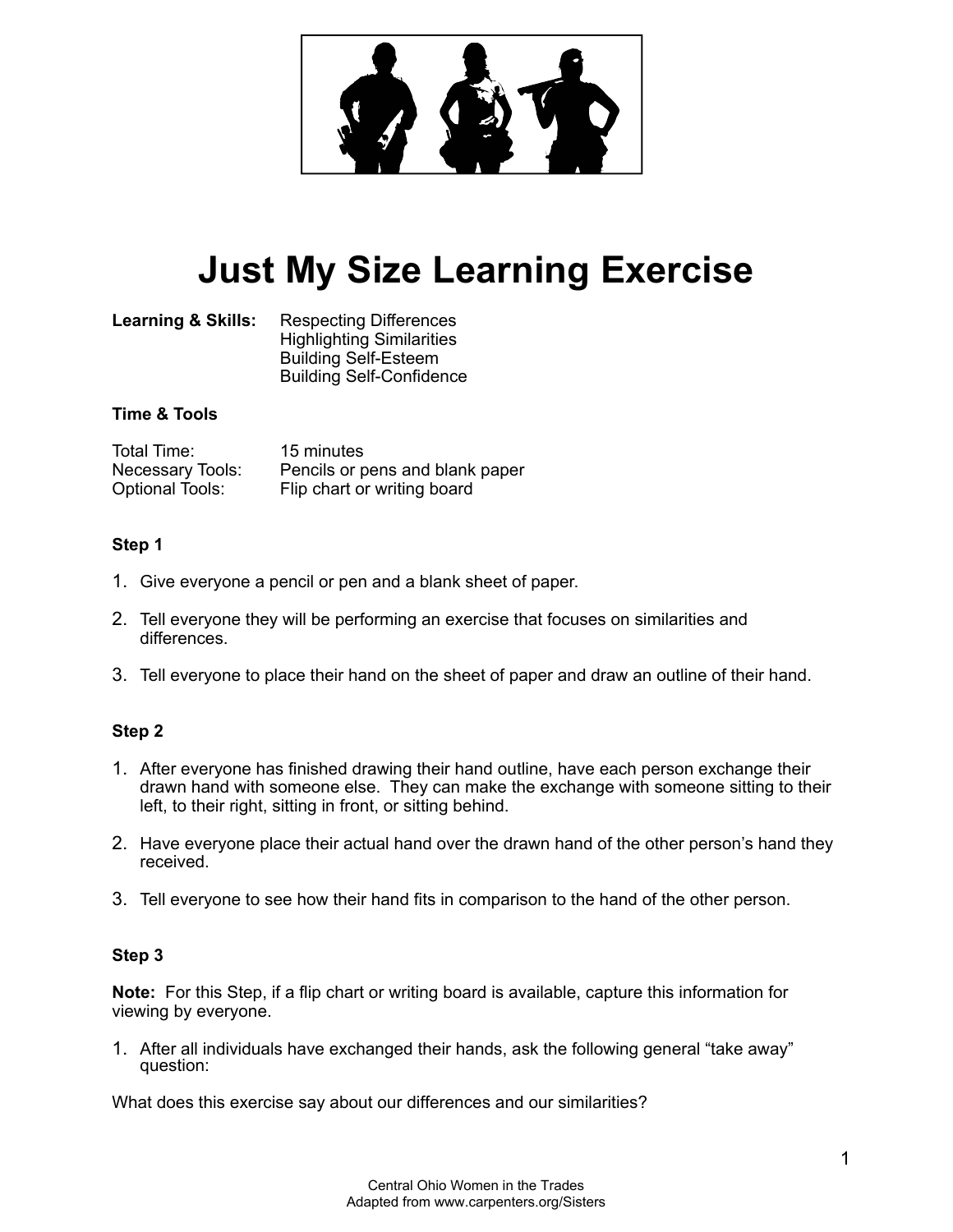# Just My Size Learning Exercise

**Learning & Skills:** Respecting Differences
Highlighting Similarities
Building Self-Esteem
Building Self-Confidence

**Time & Tools**

| | |
|---|---|
| Total Time: | 15 minutes |
| Necessary Tools: | Pencils or pens and blank paper |
| Optional Tools: | Flip chart or writing board |

**Step 1**

1. Give everyone a pencil or pen and a blank sheet of paper.
2. Tell everyone they will be performing an exercise that focuses on similarities and differences.
3. Tell everyone to place their hand on the sheet of paper and draw an outline of their hand.

**Step 2**

1. After everyone has finished drawing their hand outline, have each person exchange their drawn hand with someone else. They can make the exchange with someone sitting to their left, to their right, sitting in front, or sitting behind.
2. Have everyone place their actual hand over the drawn hand of the other person's hand they received.
3. Tell everyone to see how their hand fits in comparison to the hand of the other person.

**Step 3**

**Note:** For this Step, if a flip chart or writing board is available, capture this information for viewing by everyone.

1. After all individuals have exchanged their hands, ask the following general "take away" question:

What does this exercise say about our differences and our similarities?

Central Ohio Women in the Trades
Adapted from www.carpenters.org/Sisters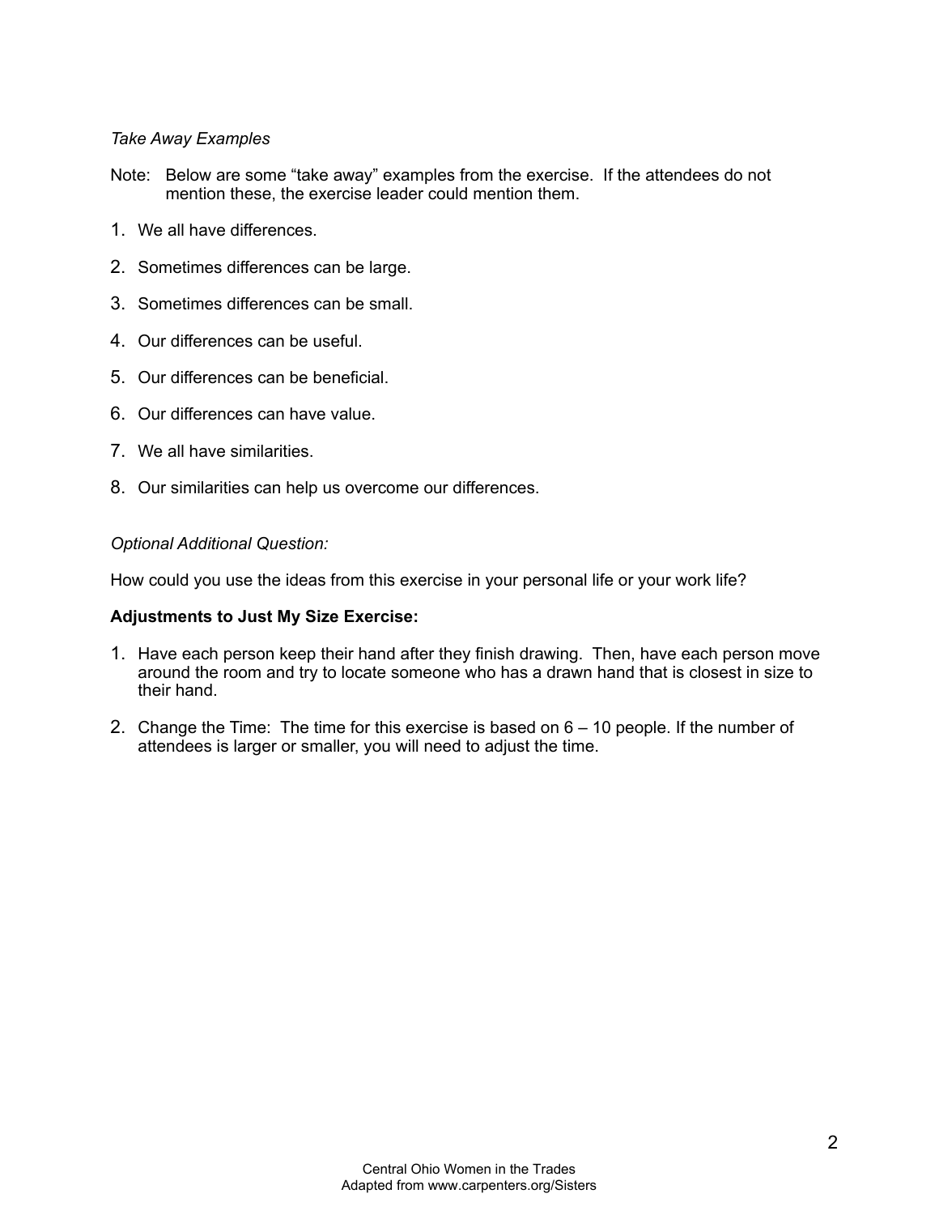*Take Away Examples*

Note: Below are some “take away” examples from the exercise. If the attendees do not mention these, the exercise leader could mention them.

1. We all have differences.
2. Sometimes differences can be large.
3. Sometimes differences can be small.
4. Our differences can be useful.
5. Our differences can be beneficial.
6. Our differences can have value.
7. We all have similarities.
8. Our similarities can help us overcome our differences.

*Optional Additional Question:*

How could you use the ideas from this exercise in your personal life or your work life?

**Adjustments to Just My Size Exercise:**

1. Have each person keep their hand after they finish drawing. Then, have each person move around the room and try to locate someone who has a drawn hand that is closest in size to their hand.
2. Change the Time: The time for this exercise is based on 6 – 10 people. If the number of attendees is larger or smaller, you will need to adjust the time.

Central Ohio Women in the Trades
Adapted from www.carpenters.org/Sisters